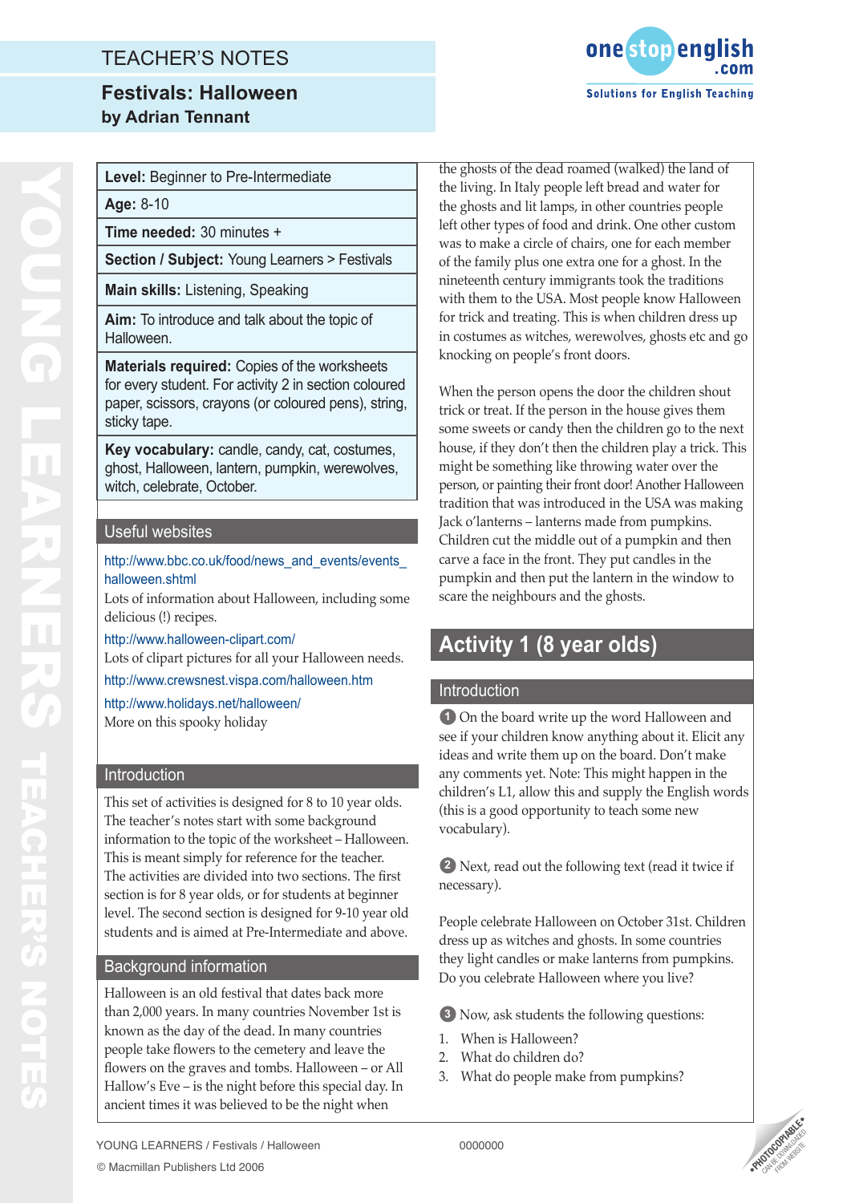# TEACHER'S NOTES

## Festivals: Halloween

**by Adrian Tennant**

**Level:** Beginner to Pre-Intermediate

**Age:** 8-10

**Time needed:** 30 minutes +

**Section / Subject:** Young Learners > Festivals

**Main skills:** Listening, Speaking

**Aim:** To introduce and talk about the topic of Halloween.

**Materials required:** Copies of the worksheets for every student. For activity 2 in section coloured paper, scissors, crayons (or coloured pens), string, sticky tape.

**Key vocabulary:** candle, candy, cat, costumes, ghost, Halloween, lantern, pumpkin, werewolves, witch, celebrate, October.

### Useful websites

http://www.bbc.co.uk/food/news_and_events/events_halloween.shtml

Lots of information about Halloween, including some delicious (!) recipes.

http://www.halloween-clipart.com/

Lots of clipart pictures for all your Halloween needs.

http://www.crewsnest.vispa.com/halloween.htm

http://www.holidays.net/halloween/

More on this spooky holiday

### Introduction

This set of activities is designed for 8 to 10 year olds. The teacher's notes start with some background information to the topic of the worksheet – Halloween. This is meant simply for reference for the teacher. The activities are divided into two sections. The first section is for 8 year olds, or for students at beginner level. The second section is designed for 9-10 year old students and is aimed at Pre-Intermediate and above.

### Background information

Halloween is an old festival that dates back more than 2,000 years. In many countries November 1st is known as the day of the dead. In many countries people take flowers to the cemetery and leave the flowers on the graves and tombs. Halloween – or All Hallow's Eve – is the night before this special day. In ancient times it was believed to be the night when the ghosts of the dead roamed (walked) the land of the living. In Italy people left bread and water for the ghosts and lit lamps, in other countries people left other types of food and drink. One other custom was to make a circle of chairs, one for each member of the family plus one extra one for a ghost. In the nineteenth century immigrants took the traditions with them to the USA. Most people know Halloween for trick and treating. This is when children dress up in costumes as witches, werewolves, ghosts etc and go knocking on people's front doors.

When the person opens the door the children shout trick or treat. If the person in the house gives them some sweets or candy then the children go to the next house, if they don't then the children play a trick. This might be something like throwing water over the person, or painting their front door! Another Halloween tradition that was introduced in the USA was making Jack o'lanterns – lanterns made from pumpkins. Children cut the middle out of a pumpkin and then carve a face in the front. They put candles in the pumpkin and then put the lantern in the window to scare the neighbours and the ghosts.

## Activity 1 (8 year olds)

### Introduction

1. On the board write up the word Halloween and see if your children know anything about it. Elicit any ideas and write them up on the board. Don't make any comments yet. Note: This might happen in the children's L1, allow this and supply the English words (this is a good opportunity to teach some new vocabulary).

2. Next, read out the following text (read it twice if necessary).

People celebrate Halloween on October 31st. Children dress up as witches and ghosts. In some countries they light candles or make lanterns from pumpkins. Do you celebrate Halloween where you live?

3. Now, ask students the following questions:

1. When is Halloween?
2. What do children do?
3. What do people make from pumpkins?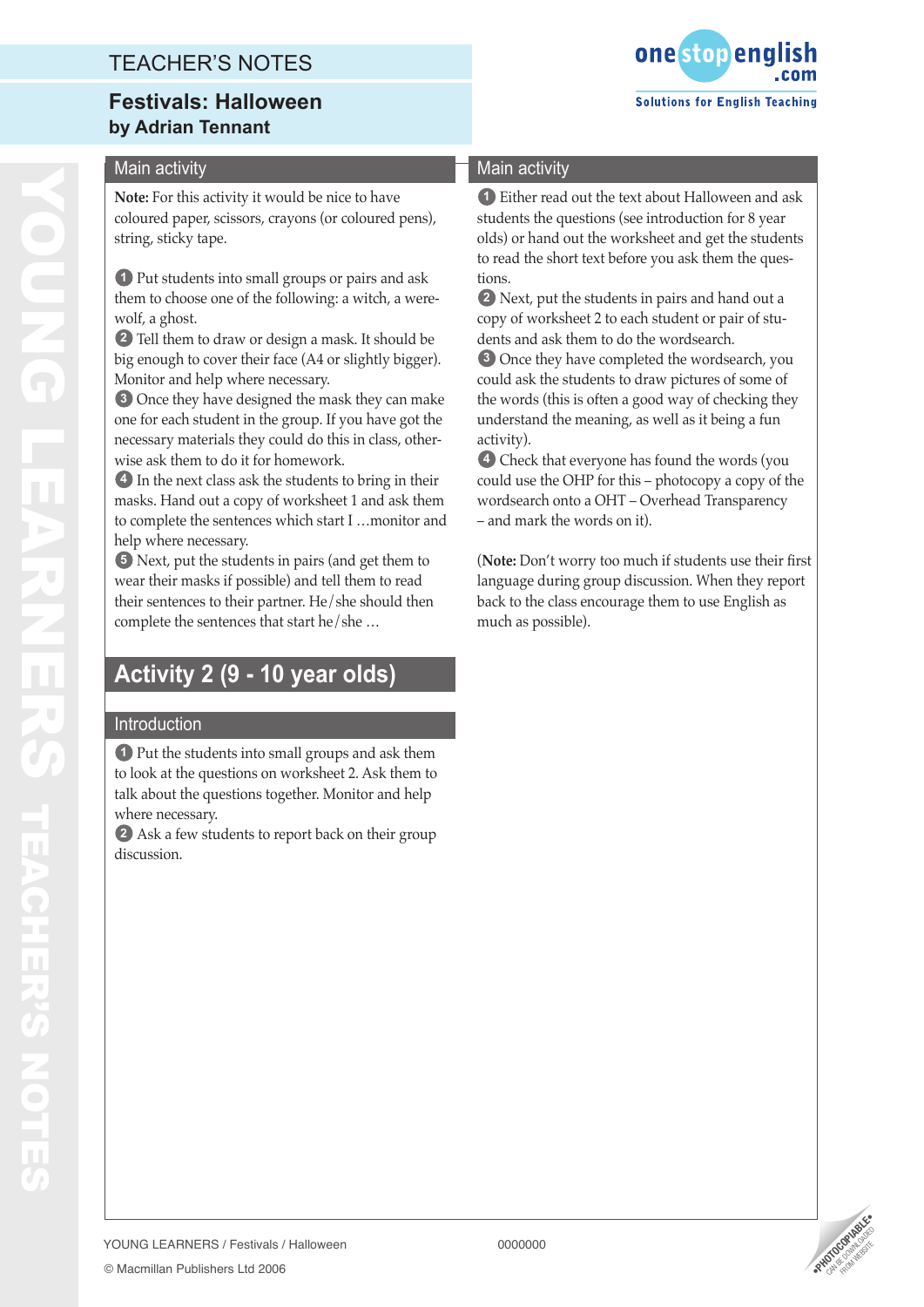## Main activity

**Note:** For this activity it would be nice to have coloured paper, scissors, crayons (or coloured pens), string, sticky tape.

1. Put students into small groups or pairs and ask them to choose one of the following: a witch, a werewolf, a ghost.
2. Tell them to draw or design a mask. It should be big enough to cover their face (A4 or slightly bigger). Monitor and help where necessary.
3. Once they have designed the mask they can make one for each student in the group. If you have got the necessary materials they could do this in class, otherwise ask them to do it for homework.
4. In the next class ask the students to bring in their masks. Hand out a copy of worksheet 1 and ask them to complete the sentences which start I …monitor and help where necessary.
5. Next, put the students in pairs (and get them to wear their masks if possible) and tell them to read their sentences to their partner. He/she should then complete the sentences that start he/she …

# Activity 2 (9 - 10 year olds)

## Introduction

1. Put the students into small groups and ask them to look at the questions on worksheet 2. Ask them to talk about the questions together. Monitor and help where necessary.
2. Ask a few students to report back on their group discussion.

## Main activity

1. Either read out the text about Halloween and ask students the questions (see introduction for 8 year olds) or hand out the worksheet and get the students to read the short text before you ask them the questions.
2. Next, put the students in pairs and hand out a copy of worksheet 2 to each student or pair of students and ask them to do the wordsearch.
3. Once they have completed the wordsearch, you could ask the students to draw pictures of some of the words (this is often a good way of checking they understand the meaning, as well as it being a fun activity).
4. Check that everyone has found the words (you could use the OHP for this – photocopy a copy of the wordsearch onto a OHT – Overhead Transparency – and mark the words on it).

(**Note:** Don't worry too much if students use their first language during group discussion. When they report back to the class encourage them to use English as much as possible).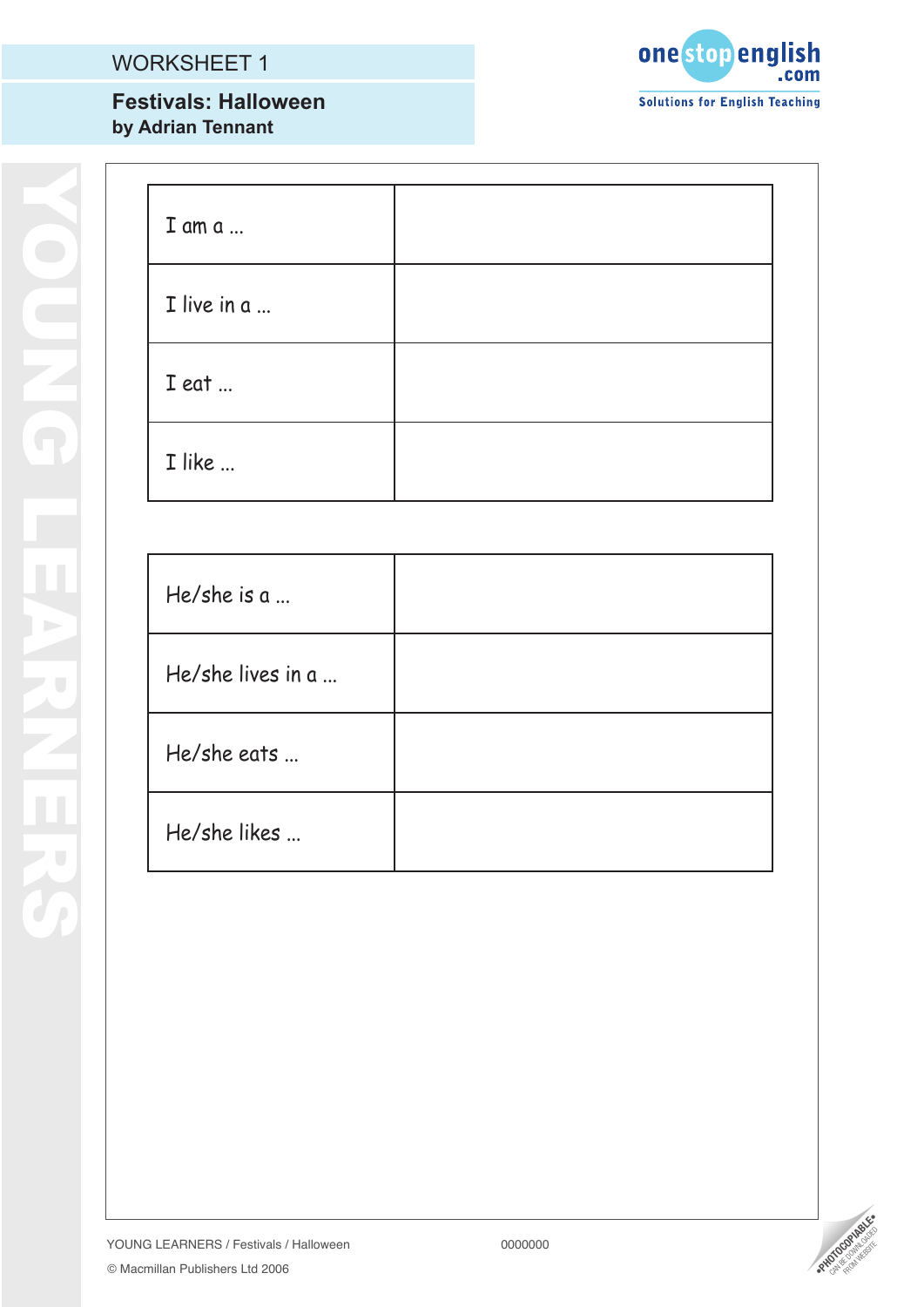WORKSHEET 1

## Festivals: Halloween

**by Adrian Tennant**

| | |
|---|---|
| I am a ... | |
| I live in a ... | |
| I eat ... | |
| I like ... | |

| | |
|---|---|
| He/she is a ... | |
| He/she lives in a ... | |
| He/she eats ... | |
| He/she likes ... | |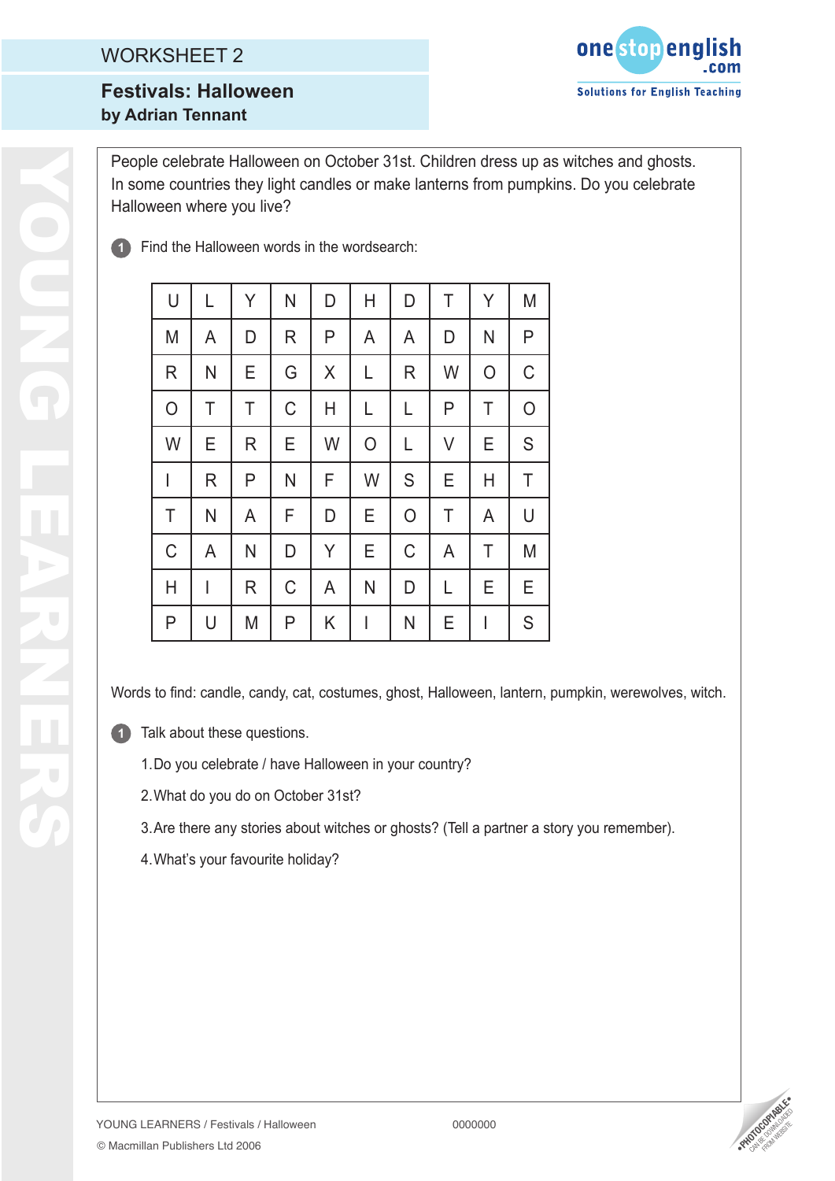WORKSHEET 2

# Festivals: Halloween

**by Adrian Tennant**

People celebrate Halloween on October 31st. Children dress up as witches and ghosts. In some countries they light candles or make lanterns from pumpkins. Do you celebrate Halloween where you live?

**1** Find the Halloween words in the wordsearch:

| | | | | | | | | | |
|---|---|---|---|---|---|---|---|---|---|
| U | L | Y | N | D | H | D | T | Y | M |
| M | A | D | R | P | A | A | D | N | P |
| R | N | E | G | X | L | R | W | O | C |
| O | T | T | C | H | L | L | P | T | O |
| W | E | R | E | W | O | L | V | E | S |
| I | R | P | N | F | W | S | E | H | T |
| T | N | A | F | D | E | O | T | A | U |
| C | A | N | D | Y | E | C | A | T | M |
| H | I | R | C | A | N | D | L | E | E |
| P | U | M | P | K | I | N | E | I | S |

Words to find: candle, candy, cat, costumes, ghost, Halloween, lantern, pumpkin, werewolves, witch.

**1** Talk about these questions.

1. Do you celebrate / have Halloween in your country?
2. What do you do on October 31st?
3. Are there any stories about witches or ghosts? (Tell a partner a story you remember).
4. What's your favourite holiday?

YOUNG LEARNERS / Festivals / Halloween

© Macmillan Publishers Ltd 2006